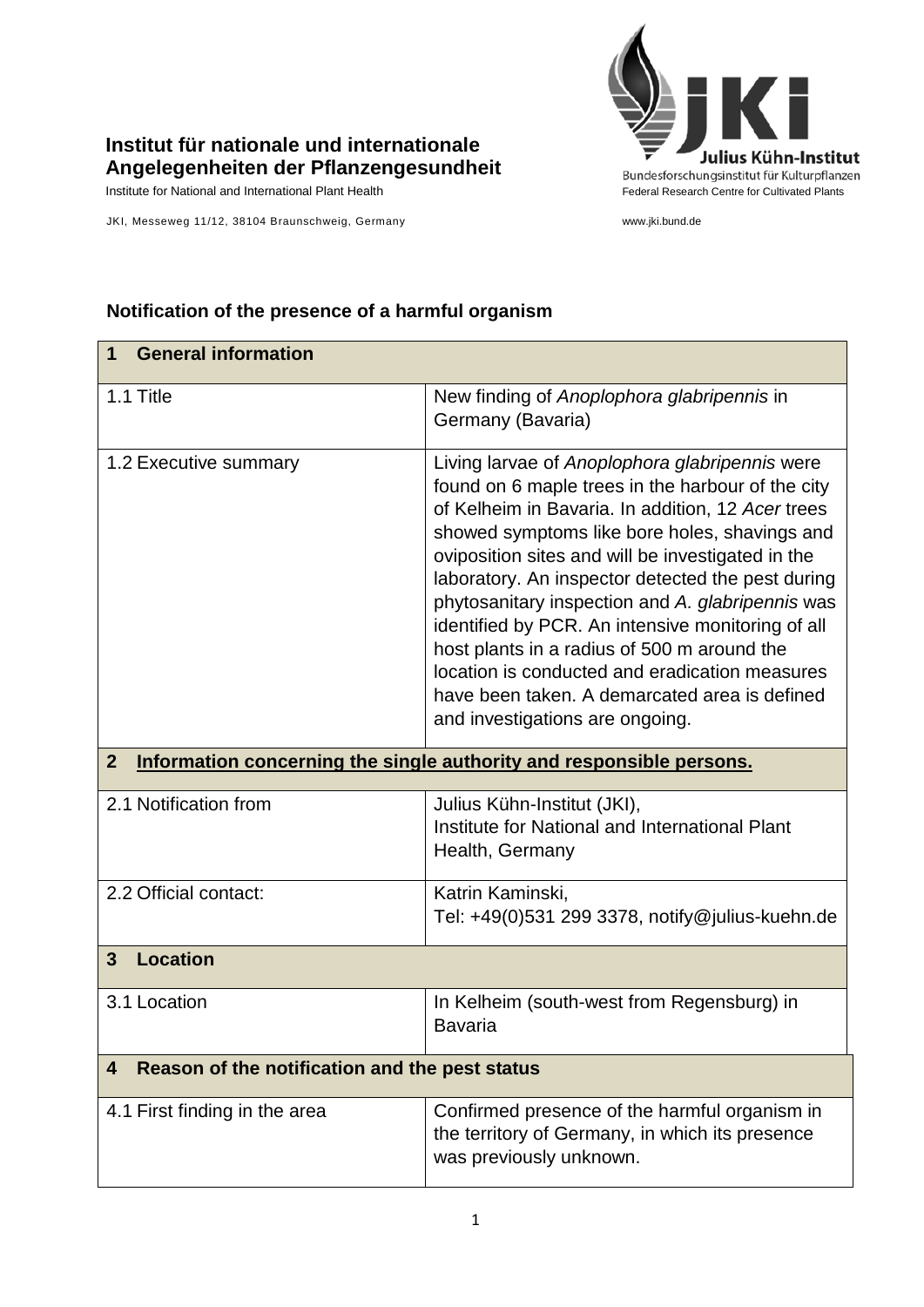**Institut für nationale und internationale Angelegenheiten der Pflanzengesundheit**

Institute for National and International Plant Health

JKI, Messeweg 11/12, 38104 Braunschweig, Germany

Julius Kühn-Institut
Bundesforschungsinstitut für Kulturpflanzen
Federal Research Centre for Cultivated Plants

www.jki.bund.de

## Notification of the presence of a harmful organism

| **1 General information** | |
|---|---|
| 1.1 Title | New finding of *Anoplophora glabripennis* in Germany (Bavaria) |
| 1.2 Executive summary | Living larvae of *Anoplophora glabripennis* were found on 6 maple trees in the harbour of the city of Kelheim in Bavaria. In addition, 12 *Acer* trees showed symptoms like bore holes, shavings and oviposition sites and will be investigated in the laboratory. An inspector detected the pest during phytosanitary inspection and *A. glabripennis* was identified by PCR. An intensive monitoring of all host plants in a radius of 500 m around the location is conducted and eradication measures have been taken. A demarcated area is defined and investigations are ongoing. |
| **2 Information concerning the single authority and responsible persons.** | |
| 2.1 Notification from | Julius Kühn-Institut (JKI), Institute for National and International Plant Health, Germany |
| 2.2 Official contact: | Katrin Kaminski, Tel: +49(0)531 299 3378, notify@julius-kuehn.de |
| **3 Location** | |
| 3.1 Location | In Kelheim (south-west from Regensburg) in Bavaria |
| **4 Reason of the notification and the pest status** | |
| 4.1 First finding in the area | Confirmed presence of the harmful organism in the territory of Germany, in which its presence was previously unknown. |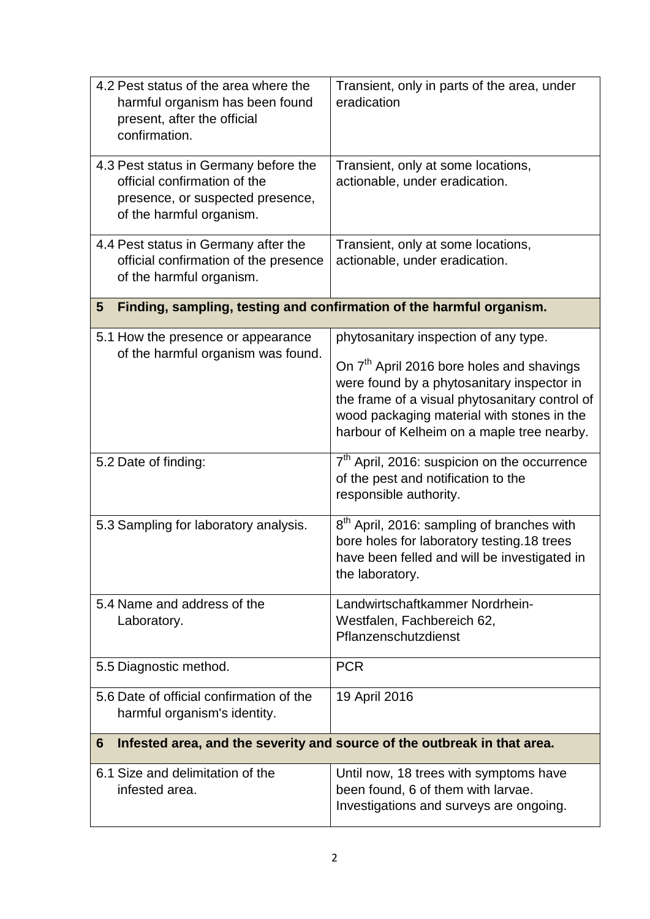| | |
|---|---|
| 4.2 Pest status of the area where the harmful organism has been found present, after the official confirmation. | Transient, only in parts of the area, under eradication |
| 4.3 Pest status in Germany before the official confirmation of the presence, or suspected presence, of the harmful organism. | Transient, only at some locations, actionable, under eradication. |
| 4.4 Pest status in Germany after the official confirmation of the presence of the harmful organism. | Transient, only at some locations, actionable, under eradication. |
| **5 Finding, sampling, testing and confirmation of the harmful organism.** | |
| 5.1 How the presence or appearance of the harmful organism was found. | phytosanitary inspection of any type.<br><br>On 7th April 2016 bore holes and shavings were found by a phytosanitary inspector in the frame of a visual phytosanitary control of wood packaging material with stones in the harbour of Kelheim on a maple tree nearby. |
| 5.2 Date of finding: | 7th April, 2016: suspicion on the occurrence of the pest and notification to the responsible authority. |
| 5.3 Sampling for laboratory analysis. | 8th April, 2016: sampling of branches with bore holes for laboratory testing.18 trees have been felled and will be investigated in the laboratory. |
| 5.4 Name and address of the Laboratory. | Landwirtschaftkammer Nordrhein-Westfalen, Fachbereich 62, Pflanzenschutzdienst |
| 5.5 Diagnostic method. | PCR |
| 5.6 Date of official confirmation of the harmful organism's identity. | 19 April 2016 |
| **6 Infested area, and the severity and source of the outbreak in that area.** | |
| 6.1 Size and delimitation of the infested area. | Until now, 18 trees with symptoms have been found, 6 of them with larvae. Investigations and surveys are ongoing. |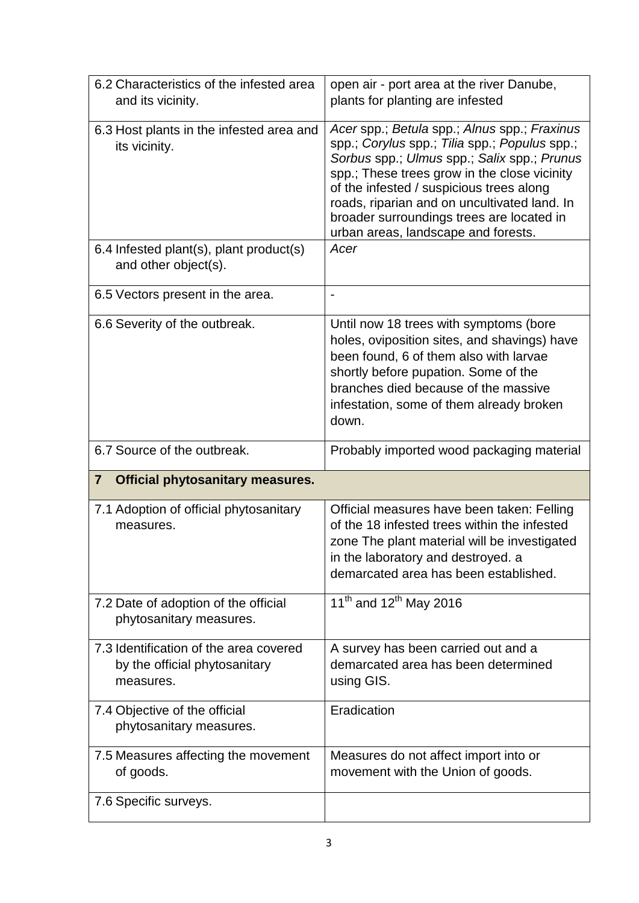| | |
|---|---|
| 6.2 Characteristics of the infested area and its vicinity. | open air - port area at the river Danube, plants for planting are infested |
| 6.3 Host plants in the infested area and its vicinity. | *Acer* spp.; *Betula* spp.; *Alnus* spp.; *Fraxinus* spp.; *Corylus* spp.; *Tilia* spp.; *Populus* spp.; *Sorbus* spp.; *Ulmus* spp.; *Salix* spp.; *Prunus* spp.; These trees grow in the close vicinity of the infested / suspicious trees along roads, riparian and on uncultivated land. In broader surroundings trees are located in urban areas, landscape and forests. |
| 6.4 Infested plant(s), plant product(s) and other object(s). | *Acer* |
| 6.5 Vectors present in the area. | - |
| 6.6 Severity of the outbreak. | Until now 18 trees with symptoms (bore holes, oviposition sites, and shavings) have been found, 6 of them also with larvae shortly before pupation. Some of the branches died because of the massive infestation, some of them already broken down. |
| 6.7 Source of the outbreak. | Probably imported wood packaging material |
| **7 Official phytosanitary measures.** | |
| 7.1 Adoption of official phytosanitary measures. | Official measures have been taken: Felling of the 18 infested trees within the infested zone The plant material will be investigated in the laboratory and destroyed. a demarcated area has been established. |
| 7.2 Date of adoption of the official phytosanitary measures. | 11th and 12th May 2016 |
| 7.3 Identification of the area covered by the official phytosanitary measures. | A survey has been carried out and a demarcated area has been determined using GIS. |
| 7.4 Objective of the official phytosanitary measures. | Eradication |
| 7.5 Measures affecting the movement of goods. | Measures do not affect import into or movement with the Union of goods. |
| 7.6 Specific surveys. | |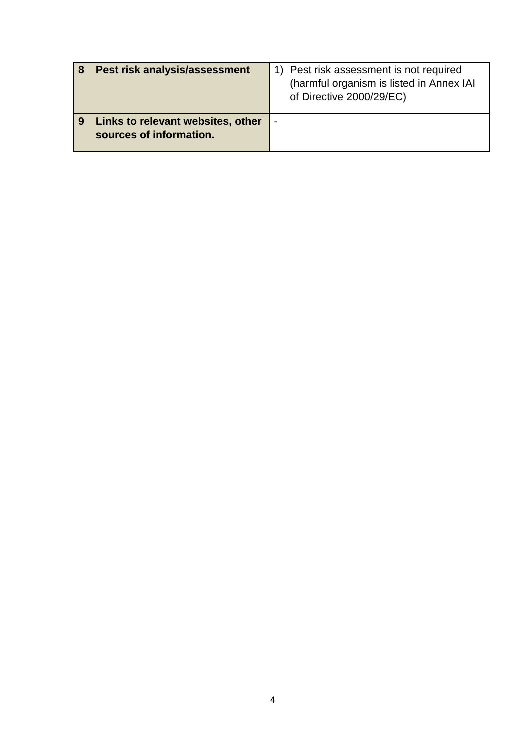| | | |
|---|---|---|
| **8** | **Pest risk analysis/assessment** | 1) Pest risk assessment is not required (harmful organism is listed in Annex IAI of Directive 2000/29/EC) |
| **9** | **Links to relevant websites, other sources of information.** | - |